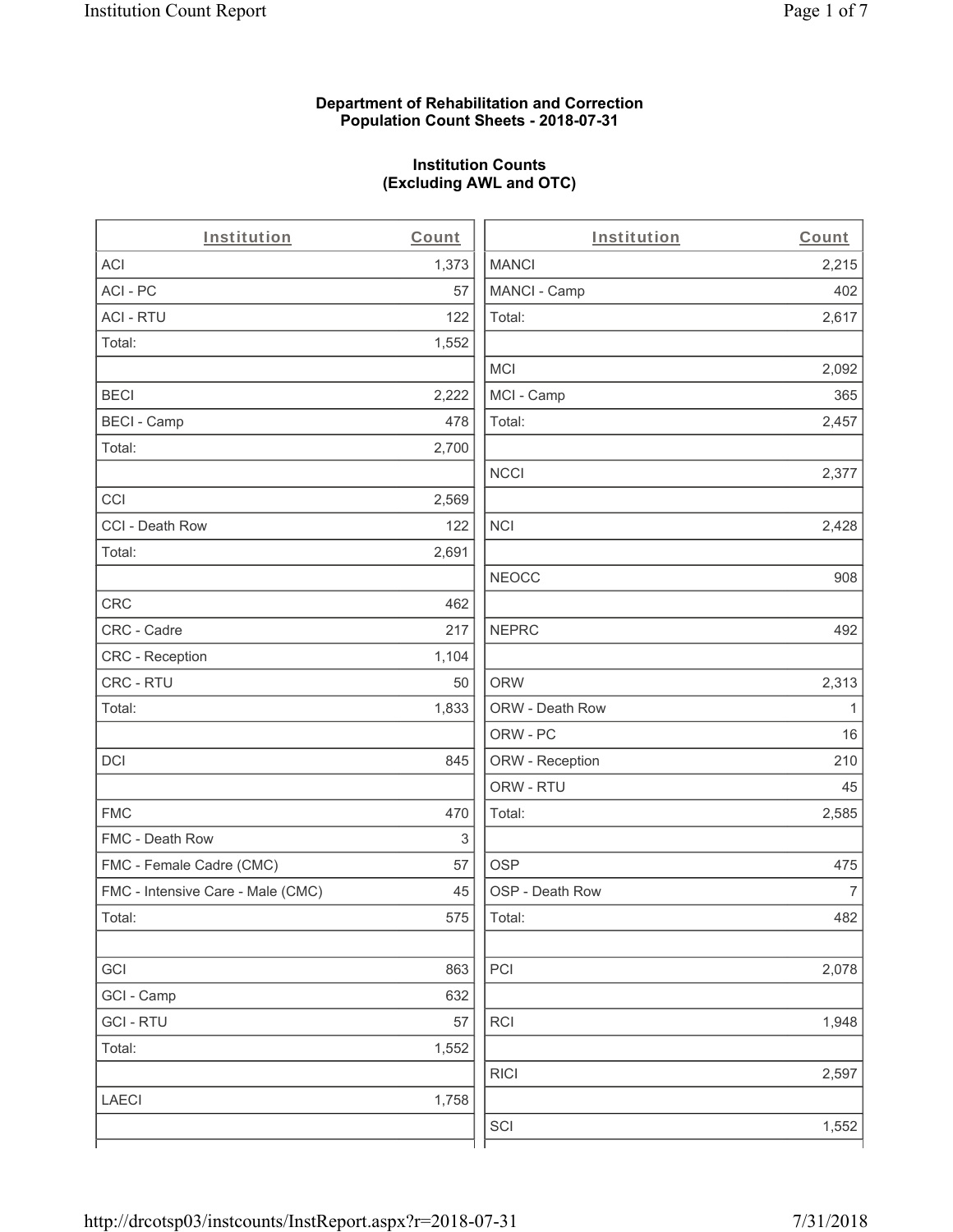**Department of Rehabilitation and Correction**
**Population Count Sheets - 2018-07-31**

**Institution Counts**
**(Excluding AWL and OTC)**

| Institution | Count |
|---|---|
| ACI | 1,373 |
| ACI - PC | 57 |
| ACI - RTU | 122 |
| Total: | 1,552 |
| | |
| BECI | 2,222 |
| BECI - Camp | 478 |
| Total: | 2,700 |
| | |
| CCI | 2,569 |
| CCI - Death Row | 122 |
| Total: | 2,691 |
| | |
| CRC | 462 |
| CRC - Cadre | 217 |
| CRC - Reception | 1,104 |
| CRC - RTU | 50 |
| Total: | 1,833 |
| | |
| DCI | 845 |
| | |
| FMC | 470 |
| FMC - Death Row | 3 |
| FMC - Female Cadre (CMC) | 57 |
| FMC - Intensive Care - Male (CMC) | 45 |
| Total: | 575 |
| | |
| GCI | 863 |
| GCI - Camp | 632 |
| GCI - RTU | 57 |
| Total: | 1,552 |
| | |
| LAECI | 1,758 |
| | |
| MANCI | 2,215 |
| MANCI - Camp | 402 |
| Total: | 2,617 |
| | |
| MCI | 2,092 |
| MCI - Camp | 365 |
| Total: | 2,457 |
| | |
| NCCI | 2,377 |
| | |
| NCI | 2,428 |
| | |
| NEOCC | 908 |
| | |
| NEPRC | 492 |
| | |
| ORW | 2,313 |
| ORW - Death Row | 1 |
| ORW - PC | 16 |
| ORW - Reception | 210 |
| ORW - RTU | 45 |
| Total: | 2,585 |
| | |
| OSP | 475 |
| OSP - Death Row | 7 |
| Total: | 482 |
| | |
| PCI | 2,078 |
| | |
| RCI | 1,948 |
| | |
| RICI | 2,597 |
| | |
| SCI | 1,552 |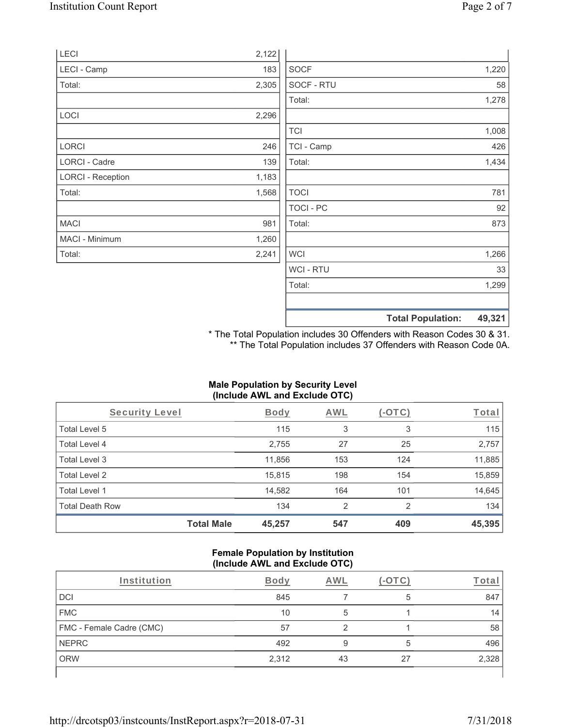| | |
|---|---|
| LECI | 2,122 |
| LECI - Camp | 183 |
| Total: | 2,305 |
| | |
| LOCI | 2,296 |
| | |
| LORCI | 246 |
| LORCI - Cadre | 139 |
| LORCI - Reception | 1,183 |
| Total: | 1,568 |
| | |
| MACI | 981 |
| MACI - Minimum | 1,260 |
| Total: | 2,241 |

| | |
|---|---|
| | |
| SOCF | 1,220 |
| SOCF - RTU | 58 |
| Total: | 1,278 |
| | |
| TCI | 1,008 |
| TCI - Camp | 426 |
| Total: | 1,434 |
| | |
| TOCI | 781 |
| TOCI - PC | 92 |
| Total: | 873 |
| | |
| WCI | 1,266 |
| WCI - RTU | 33 |
| Total: | 1,299 |
| | |
| **Total Population:** | **49,321** |

* The Total Population includes 30 Offenders with Reason Codes 30 & 31.
** The Total Population includes 37 Offenders with Reason Code 0A.

**Male Population by Security Level (Include AWL and Exclude OTC)**

| Security Level | Body | AWL | (-OTC) | Total |
|---|---|---|---|---|
| Total Level 5 | 115 | 3 | 3 | 115 |
| Total Level 4 | 2,755 | 27 | 25 | 2,757 |
| Total Level 3 | 11,856 | 153 | 124 | 11,885 |
| Total Level 2 | 15,815 | 198 | 154 | 15,859 |
| Total Level 1 | 14,582 | 164 | 101 | 14,645 |
| Total Death Row | 134 | 2 | 2 | 134 |
| **Total Male** | **45,257** | **547** | **409** | **45,395** |

**Female Population by Institution (Include AWL and Exclude OTC)**

| Institution | Body | AWL | (-OTC) | Total |
|---|---|---|---|---|
| DCI | 845 | 7 | 5 | 847 |
| FMC | 10 | 5 | 1 | 14 |
| FMC - Female Cadre (CMC) | 57 | 2 | 1 | 58 |
| NEPRC | 492 | 9 | 5 | 496 |
| ORW | 2,312 | 43 | 27 | 2,328 |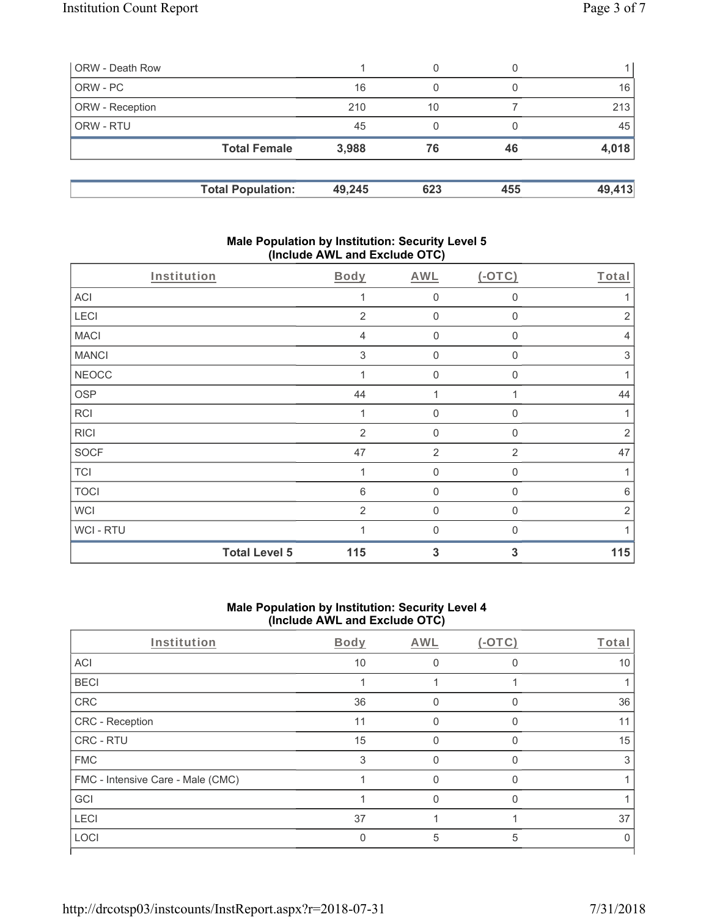| | | | | |
|---|---|---|---|---|
| ORW - Death Row | 1 | 0 | 0 | 1 |
| ORW - PC | 16 | 0 | 0 | 16 |
| ORW - Reception | 210 | 10 | 7 | 213 |
| ORW - RTU | 45 | 0 | 0 | 45 |
| **Total Female** | **3,988** | **76** | **46** | **4,018** |

| | | | | |
|---|---|---|---|---|
| **Total Population:** | **49,245** | **623** | **455** | **49,413** |

### Male Population by Institution: Security Level 5 (Include AWL and Exclude OTC)

| Institution | Body | AWL | (-OTC) | Total |
|---|---|---|---|---|
| ACI | 1 | 0 | 0 | 1 |
| LECI | 2 | 0 | 0 | 2 |
| MACI | 4 | 0 | 0 | 4 |
| MANCI | 3 | 0 | 0 | 3 |
| NEOCC | 1 | 0 | 0 | 1 |
| OSP | 44 | 1 | 1 | 44 |
| RCI | 1 | 0 | 0 | 1 |
| RICI | 2 | 0 | 0 | 2 |
| SOCF | 47 | 2 | 2 | 47 |
| TCI | 1 | 0 | 0 | 1 |
| TOCI | 6 | 0 | 0 | 6 |
| WCI | 2 | 0 | 0 | 2 |
| WCI - RTU | 1 | 0 | 0 | 1 |
| **Total Level 5** | **115** | **3** | **3** | **115** |

### Male Population by Institution: Security Level 4 (Include AWL and Exclude OTC)

| Institution | Body | AWL | (-OTC) | Total |
|---|---|---|---|---|
| ACI | 10 | 0 | 0 | 10 |
| BECI | 1 | 1 | 1 | 1 |
| CRC | 36 | 0 | 0 | 36 |
| CRC - Reception | 11 | 0 | 0 | 11 |
| CRC - RTU | 15 | 0 | 0 | 15 |
| FMC | 3 | 0 | 0 | 3 |
| FMC - Intensive Care - Male (CMC) | 1 | 0 | 0 | 1 |
| GCI | 1 | 0 | 0 | 1 |
| LECI | 37 | 1 | 1 | 37 |
| LOCI | 0 | 5 | 5 | 0 |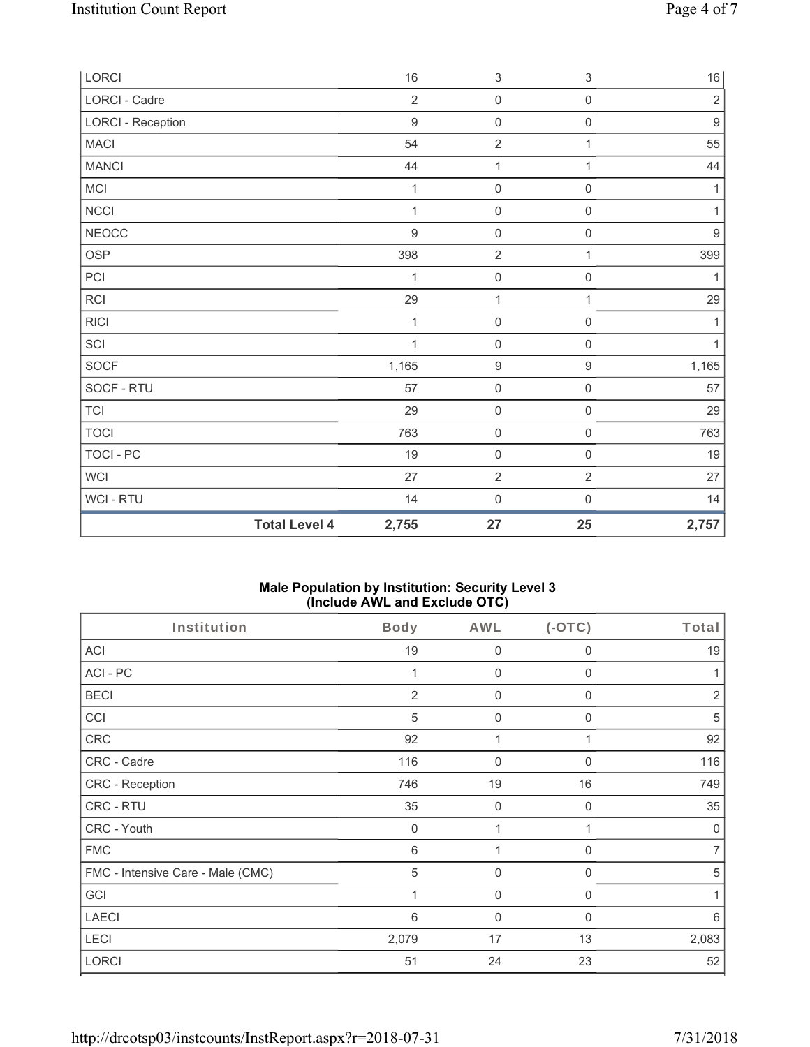| LORCI | 16 | 3 | 3 | 16 |
|---|---|---|---|---|
| LORCI - Cadre | 2 | 0 | 0 | 2 |
| LORCI - Reception | 9 | 0 | 0 | 9 |
| MACI | 54 | 2 | 1 | 55 |
| MANCI | 44 | 1 | 1 | 44 |
| MCI | 1 | 0 | 0 | 1 |
| NCCI | 1 | 0 | 0 | 1 |
| NEOCC | 9 | 0 | 0 | 9 |
| OSP | 398 | 2 | 1 | 399 |
| PCI | 1 | 0 | 0 | 1 |
| RCI | 29 | 1 | 1 | 29 |
| RICI | 1 | 0 | 0 | 1 |
| SCI | 1 | 0 | 0 | 1 |
| SOCF | 1,165 | 9 | 9 | 1,165 |
| SOCF - RTU | 57 | 0 | 0 | 57 |
| TCI | 29 | 0 | 0 | 29 |
| TOCI | 763 | 0 | 0 | 763 |
| TOCI - PC | 19 | 0 | 0 | 19 |
| WCI | 27 | 2 | 2 | 27 |
| WCI - RTU | 14 | 0 | 0 | 14 |
| **Total Level 4** | **2,755** | **27** | **25** | **2,757** |

### Male Population by Institution: Security Level 3 (Include AWL and Exclude OTC)

| Institution | Body | AWL | (-OTC) | Total |
|---|---|---|---|---|
| ACI | 19 | 0 | 0 | 19 |
| ACI - PC | 1 | 0 | 0 | 1 |
| BECI | 2 | 0 | 0 | 2 |
| CCI | 5 | 0 | 0 | 5 |
| CRC | 92 | 1 | 1 | 92 |
| CRC - Cadre | 116 | 0 | 0 | 116 |
| CRC - Reception | 746 | 19 | 16 | 749 |
| CRC - RTU | 35 | 0 | 0 | 35 |
| CRC - Youth | 0 | 1 | 1 | 0 |
| FMC | 6 | 1 | 0 | 7 |
| FMC - Intensive Care - Male (CMC) | 5 | 0 | 0 | 5 |
| GCI | 1 | 0 | 0 | 1 |
| LAECI | 6 | 0 | 0 | 6 |
| LECI | 2,079 | 17 | 13 | 2,083 |
| LORCI | 51 | 24 | 23 | 52 |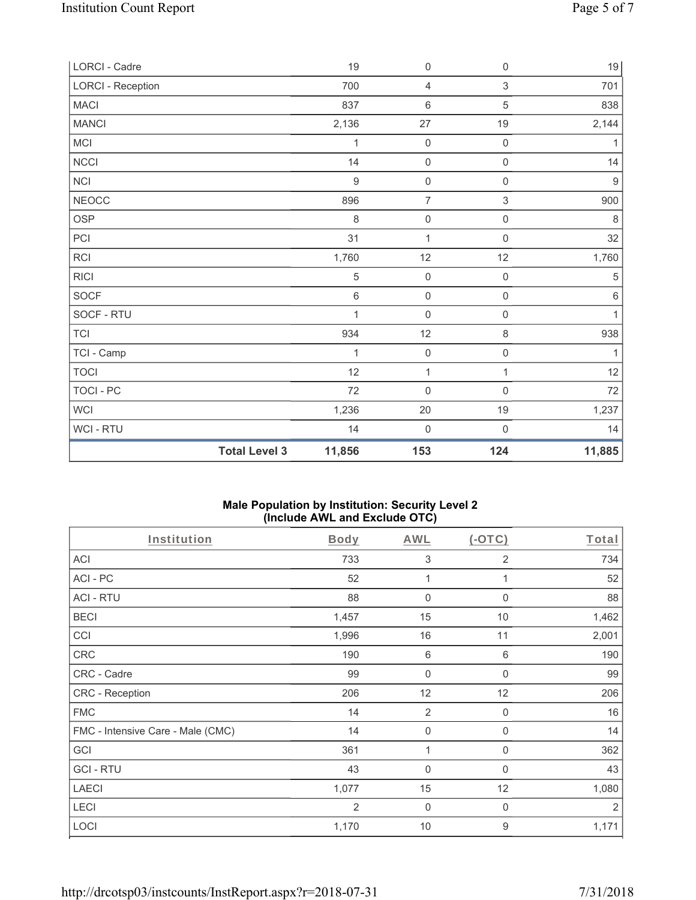| | | | | |
|---|---|---|---|---|
| LORCI - Cadre | 19 | 0 | 0 | 19 |
| LORCI - Reception | 700 | 4 | 3 | 701 |
| MACI | 837 | 6 | 5 | 838 |
| MANCI | 2,136 | 27 | 19 | 2,144 |
| MCI | 1 | 0 | 0 | 1 |
| NCCI | 14 | 0 | 0 | 14 |
| NCI | 9 | 0 | 0 | 9 |
| NEOCC | 896 | 7 | 3 | 900 |
| OSP | 8 | 0 | 0 | 8 |
| PCI | 31 | 1 | 0 | 32 |
| RCI | 1,760 | 12 | 12 | 1,760 |
| RICI | 5 | 0 | 0 | 5 |
| SOCF | 6 | 0 | 0 | 6 |
| SOCF - RTU | 1 | 0 | 0 | 1 |
| TCI | 934 | 12 | 8 | 938 |
| TCI - Camp | 1 | 0 | 0 | 1 |
| TOCI | 12 | 1 | 1 | 12 |
| TOCI - PC | 72 | 0 | 0 | 72 |
| WCI | 1,236 | 20 | 19 | 1,237 |
| WCI - RTU | 14 | 0 | 0 | 14 |
| **Total Level 3** | **11,856** | **153** | **124** | **11,885** |

**Male Population by Institution: Security Level 2 (Include AWL and Exclude OTC)**

| Institution | Body | AWL | (-OTC) | Total |
|---|---|---|---|---|
| ACI | 733 | 3 | 2 | 734 |
| ACI - PC | 52 | 1 | 1 | 52 |
| ACI - RTU | 88 | 0 | 0 | 88 |
| BECI | 1,457 | 15 | 10 | 1,462 |
| CCI | 1,996 | 16 | 11 | 2,001 |
| CRC | 190 | 6 | 6 | 190 |
| CRC - Cadre | 99 | 0 | 0 | 99 |
| CRC - Reception | 206 | 12 | 12 | 206 |
| FMC | 14 | 2 | 0 | 16 |
| FMC - Intensive Care - Male (CMC) | 14 | 0 | 0 | 14 |
| GCI | 361 | 1 | 0 | 362 |
| GCI - RTU | 43 | 0 | 0 | 43 |
| LAECI | 1,077 | 15 | 12 | 1,080 |
| LECI | 2 | 0 | 0 | 2 |
| LOCI | 1,170 | 10 | 9 | 1,171 |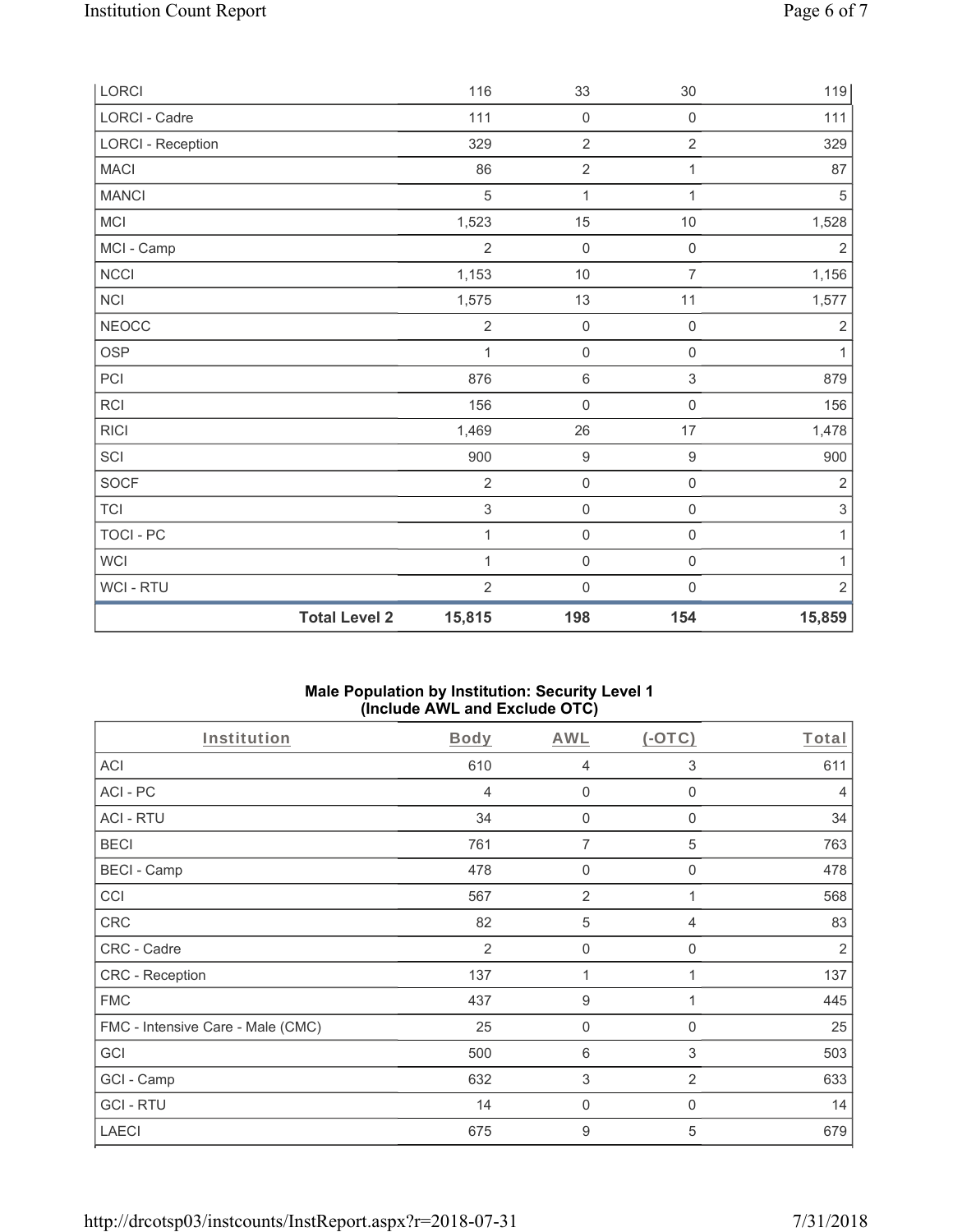| | | | | |
|---|---|---|---|---|
| LORCI | 116 | 33 | 30 | 119 |
| LORCI - Cadre | 111 | 0 | 0 | 111 |
| LORCI - Reception | 329 | 2 | 2 | 329 |
| MACI | 86 | 2 | 1 | 87 |
| MANCI | 5 | 1 | 1 | 5 |
| MCI | 1,523 | 15 | 10 | 1,528 |
| MCI - Camp | 2 | 0 | 0 | 2 |
| NCCI | 1,153 | 10 | 7 | 1,156 |
| NCI | 1,575 | 13 | 11 | 1,577 |
| NEOCC | 2 | 0 | 0 | 2 |
| OSP | 1 | 0 | 0 | 1 |
| PCI | 876 | 6 | 3 | 879 |
| RCI | 156 | 0 | 0 | 156 |
| RICI | 1,469 | 26 | 17 | 1,478 |
| SCI | 900 | 9 | 9 | 900 |
| SOCF | 2 | 0 | 0 | 2 |
| TCI | 3 | 0 | 0 | 3 |
| TOCI - PC | 1 | 0 | 0 | 1 |
| WCI | 1 | 0 | 0 | 1 |
| WCI - RTU | 2 | 0 | 0 | 2 |
| **Total Level 2** | **15,815** | **198** | **154** | **15,859** |

**Male Population by Institution: Security Level 1 (Include AWL and Exclude OTC)**

| Institution | Body | AWL | (-OTC) | Total |
|---|---|---|---|---|
| ACI | 610 | 4 | 3 | 611 |
| ACI - PC | 4 | 0 | 0 | 4 |
| ACI - RTU | 34 | 0 | 0 | 34 |
| BECI | 761 | 7 | 5 | 763 |
| BECI - Camp | 478 | 0 | 0 | 478 |
| CCI | 567 | 2 | 1 | 568 |
| CRC | 82 | 5 | 4 | 83 |
| CRC - Cadre | 2 | 0 | 0 | 2 |
| CRC - Reception | 137 | 1 | 1 | 137 |
| FMC | 437 | 9 | 1 | 445 |
| FMC - Intensive Care - Male (CMC) | 25 | 0 | 0 | 25 |
| GCI | 500 | 6 | 3 | 503 |
| GCI - Camp | 632 | 3 | 2 | 633 |
| GCI - RTU | 14 | 0 | 0 | 14 |
| LAECI | 675 | 9 | 5 | 679 |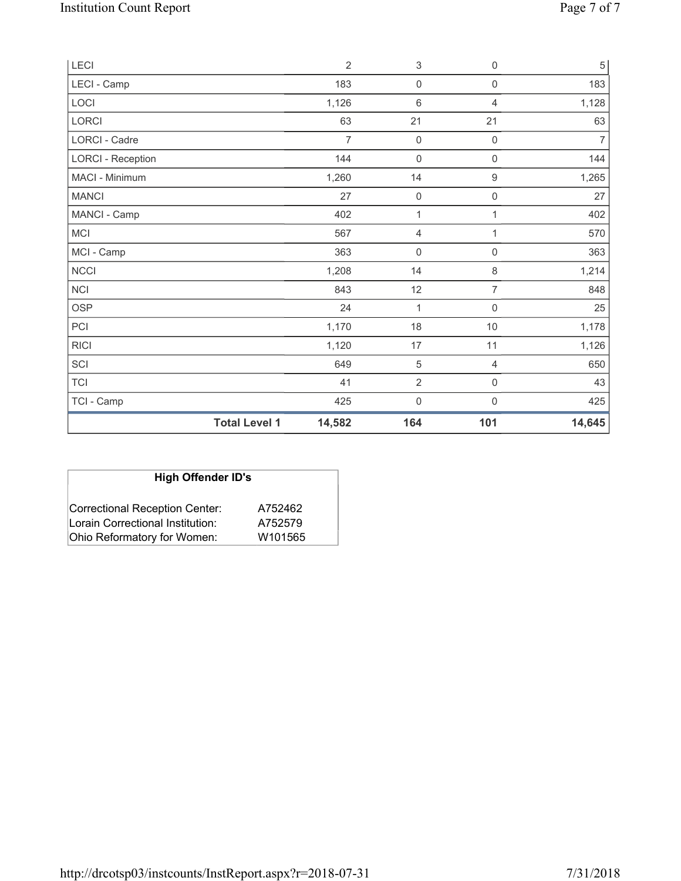| | | | | |
|---|---|---|---|---|
| LECI | 2 | 3 | 0 | 5 |
| LECI - Camp | 183 | 0 | 0 | 183 |
| LOCI | 1,126 | 6 | 4 | 1,128 |
| LORCI | 63 | 21 | 21 | 63 |
| LORCI - Cadre | 7 | 0 | 0 | 7 |
| LORCI - Reception | 144 | 0 | 0 | 144 |
| MACI - Minimum | 1,260 | 14 | 9 | 1,265 |
| MANCI | 27 | 0 | 0 | 27 |
| MANCI - Camp | 402 | 1 | 1 | 402 |
| MCI | 567 | 4 | 1 | 570 |
| MCI - Camp | 363 | 0 | 0 | 363 |
| NCCI | 1,208 | 14 | 8 | 1,214 |
| NCI | 843 | 12 | 7 | 848 |
| OSP | 24 | 1 | 0 | 25 |
| PCI | 1,170 | 18 | 10 | 1,178 |
| RICI | 1,120 | 17 | 11 | 1,126 |
| SCI | 649 | 5 | 4 | 650 |
| TCI | 41 | 2 | 0 | 43 |
| TCI - Camp | 425 | 0 | 0 | 425 |
| **Total Level 1** | **14,582** | **164** | **101** | **14,645** |

| High Offender ID's | |
|---|---|
| Correctional Reception Center: | A752462 |
| Lorain Correctional Institution: | A752579 |
| Ohio Reformatory for Women: | W101565 |